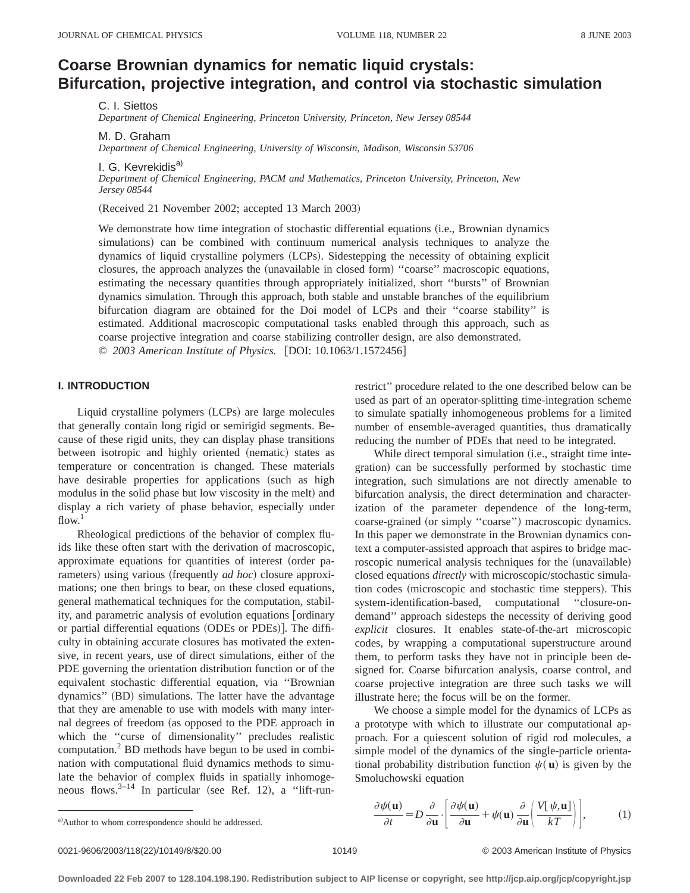# Coarse Brownian dynamics for nematic liquid crystals: Bifurcation, projective integration, and control via stochastic simulation

C. I. Siettos

*Department of Chemical Engineering, Princeton University, Princeton, New Jersey 08544*

M. D. Graham

*Department of Chemical Engineering, University of Wisconsin, Madison, Wisconsin 53706*

I. G. Kevrekidis[a]

*Department of Chemical Engineering, PACM and Mathematics, Princeton University, Princeton, New Jersey 08544*

(Received 21 November 2002; accepted 13 March 2003)

We demonstrate how time integration of stochastic differential equations (i.e., Brownian dynamics simulations) can be combined with continuum numerical analysis techniques to analyze the dynamics of liquid crystalline polymers (LCPs). Sidestepping the necessity of obtaining explicit closures, the approach analyzes the (unavailable in closed form) ''coarse'' macroscopic equations, estimating the necessary quantities through appropriately initialized, short ''bursts'' of Brownian dynamics simulation. Through this approach, both stable and unstable branches of the equilibrium bifurcation diagram are obtained for the Doi model of LCPs and their ''coarse stability'' is estimated. Additional macroscopic computational tasks enabled through this approach, such as coarse projective integration and coarse stabilizing controller design, are also demonstrated. © *2003 American Institute of Physics.* [DOI: 10.1063/1.1572456]

## I. INTRODUCTION

Liquid crystalline polymers (LCPs) are large molecules that generally contain long rigid or semirigid segments. Because of these rigid units, they can display phase transitions between isotropic and highly oriented (nematic) states as temperature or concentration is changed. These materials have desirable properties for applications (such as high modulus in the solid phase but low viscosity in the melt) and display a rich variety of phase behavior, especially under flow.[1]

Rheological predictions of the behavior of complex fluids like these often start with the derivation of macroscopic, approximate equations for quantities of interest (order parameters) using various (frequently *ad hoc*) closure approximations; one then brings to bear, on these closed equations, general mathematical techniques for the computation, stability, and parametric analysis of evolution equations [ordinary or partial differential equations (ODEs or PDEs)]. The difficulty in obtaining accurate closures has motivated the extensive, in recent years, use of direct simulations, either of the PDE governing the orientation distribution function or of the equivalent stochastic differential equation, via ''Brownian dynamics'' (BD) simulations. The latter have the advantage that they are amenable to use with models with many internal degrees of freedom (as opposed to the PDE approach in which the ''curse of dimensionality'' precludes realistic computation.[2] BD methods have begun to be used in combination with computational fluid dynamics methods to simulate the behavior of complex fluids in spatially inhomogeneous flows.[3–14] In particular (see Ref. 12), a ''lift-run-restrict'' procedure related to the one described below can be used as part of an operator-splitting time-integration scheme to simulate spatially inhomogeneous problems for a limited number of ensemble-averaged quantities, thus dramatically reducing the number of PDEs that need to be integrated.

While direct temporal simulation (i.e., straight time integration) can be successfully performed by stochastic time integration, such simulations are not directly amenable to bifurcation analysis, the direct determination and characterization of the parameter dependence of the long-term, coarse-grained (or simply ''coarse'') macroscopic dynamics. In this paper we demonstrate in the Brownian dynamics context a computer-assisted approach that aspires to bridge macroscopic numerical analysis techniques for the (unavailable) closed equations *directly* with microscopic/stochastic simulation codes (microscopic and stochastic time steppers). This system-identification-based, computational ''closure-on-demand'' approach sidesteps the necessity of deriving good *explicit* closures. It enables state-of-the-art microscopic codes, by wrapping a computational superstructure around them, to perform tasks they have not in principle been designed for. Coarse bifurcation analysis, coarse control, and coarse projective integration are three such tasks we will illustrate here; the focus will be on the former.

We choose a simple model for the dynamics of LCPs as a prototype with which to illustrate our computational approach. For a quiescent solution of rigid rod molecules, a simple model of the dynamics of the single-particle orientational probability distribution function $\psi(\mathbf{u})$ is given by the Smoluchowski equation

$$\frac{\partial \psi(\mathbf{u})}{\partial t} = D \frac{\partial}{\partial \mathbf{u}} \cdot \left[ \frac{\partial \psi(\mathbf{u})}{\partial \mathbf{u}} + \psi(\mathbf{u}) \frac{\partial}{\partial \mathbf{u}} \left( \frac{V[\psi,\mathbf{u}]}{kT} \right) \right], \tag{1}$$

[a] Author to whom correspondence should be addressed.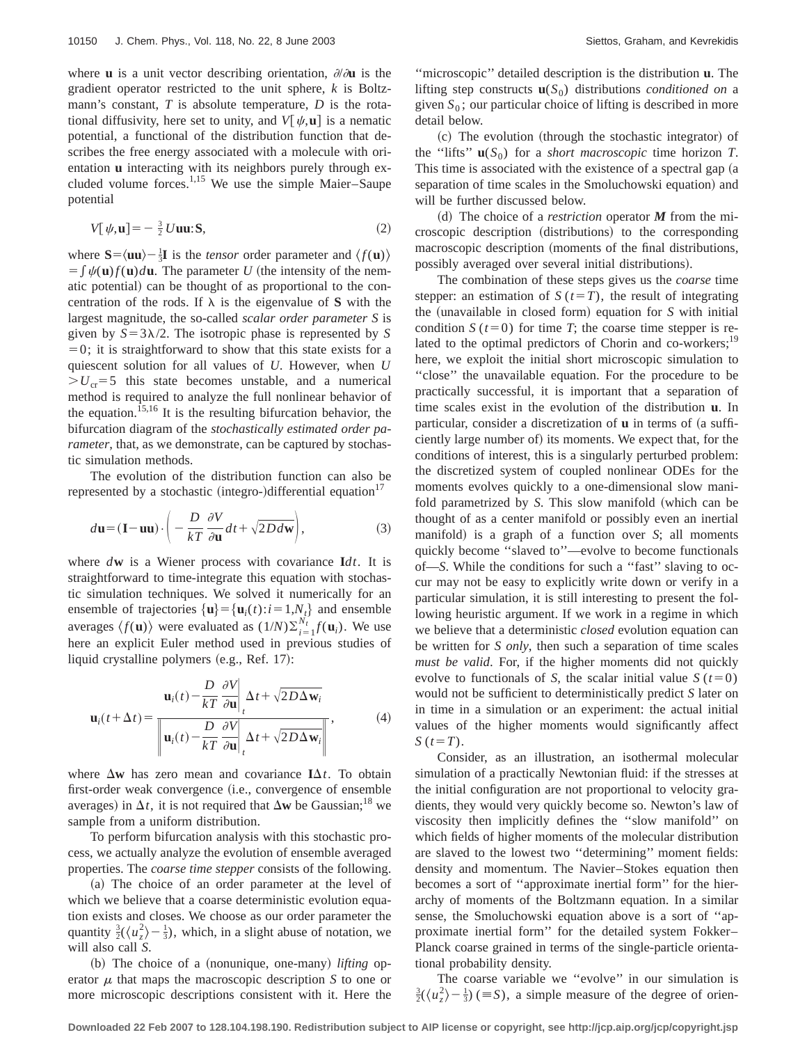where $\mathbf{u}$ is a unit vector describing orientation, $\partial/\partial\mathbf{u}$ is the gradient operator restricted to the unit sphere, $k$ is Boltzmann's constant, $T$ is absolute temperature, $D$ is the rotational diffusivity, here set to unity, and $V[\psi,\mathbf{u}]$ is a nematic potential, a functional of the distribution function that describes the free energy associated with a molecule with orientation $\mathbf{u}$ interacting with its neighbors purely through excluded volume forces.[1,15] We use the simple Maier–Saupe potential

$$V[\psi,\mathbf{u}] = -\tfrac{3}{2} U \mathbf{u}\mathbf{u}:\mathbf{S}, \tag{2}$$

where $\mathbf{S}=\langle\mathbf{u}\mathbf{u}\rangle - \frac{1}{3}\mathbf{I}$ is the *tensor* order parameter and $\langle f(\mathbf{u})\rangle = \int \psi(\mathbf{u}) f(\mathbf{u}) d\mathbf{u}$. The parameter $U$ (the intensity of the nematic potential) can be thought of as proportional to the concentration of the rods. If $\lambda$ is the eigenvalue of $\mathbf{S}$ with the largest magnitude, the so-called *scalar order parameter* $S$ is given by $S=3\lambda/2$. The isotropic phase is represented by $S=0$; it is straightforward to show that this state exists for a quiescent solution for all values of $U$. However, when $U > U_{\text{cr}}=5$ this state becomes unstable, and a numerical method is required to analyze the full nonlinear behavior of the equation.[15,16] It is the resulting bifurcation behavior, the bifurcation diagram of the *stochastically estimated order parameter*, that, as we demonstrate, can be captured by stochastic simulation methods.

The evolution of the distribution function can also be represented by a stochastic (integro-)differential equation[17]

$$d\mathbf{u} = (\mathbf{I}-\mathbf{u}\mathbf{u})\cdot\left(-\frac{D}{kT}\frac{\partial V}{\partial \mathbf{u}}dt + \sqrt{2D}d\mathbf{w}\right), \tag{3}$$

where $d\mathbf{w}$ is a Wiener process with covariance $\mathbf{I}dt$. It is straightforward to time-integrate this equation with stochastic simulation techniques. We solved it numerically for an ensemble of trajectories $\{\mathbf{u}\}=\{\mathbf{u}_i(t): i=1,N_t\}$ and ensemble averages $\langle f(\mathbf{u})\rangle$ were evaluated as $(1/N)\sum_{i=1}^{N_t} f(\mathbf{u}_i)$. We use here an explicit Euler method used in previous studies of liquid crystalline polymers (e.g., Ref. 17):

$$\mathbf{u}_i(t+\Delta t) = \frac{\mathbf{u}_i(t) - \dfrac{D}{kT}\dfrac{\partial V}{\partial \mathbf{u}}\Big|_t \Delta t + \sqrt{2D\Delta\mathbf{w}_i}}{\left\| \mathbf{u}_i(t) - \dfrac{D}{kT}\dfrac{\partial V}{\partial \mathbf{u}}\Big|_t \Delta t + \sqrt{2D\Delta\mathbf{w}_i} \right\|}, \tag{4}$$

where $\Delta\mathbf{w}$ has zero mean and covariance $\mathbf{I}\Delta t$. To obtain first-order weak convergence (i.e., convergence of ensemble averages) in $\Delta t$, it is not required that $\Delta\mathbf{w}$ be Gaussian;[18] we sample from a uniform distribution.

To perform bifurcation analysis with this stochastic process, we actually analyze the evolution of ensemble averaged properties. The *coarse time stepper* consists of the following.

(a) The choice of an order parameter at the level of which we believe that a coarse deterministic evolution equation exists and closes. We choose as our order parameter the quantity $\frac{3}{2}(\langle u_z^2\rangle - \frac{1}{3})$, which, in a slight abuse of notation, we will also call $S$.

(b) The choice of a (nonunique, one-many) *lifting* operator $\mu$ that maps the macroscopic description $S$ to one or more microscopic descriptions consistent with it. Here the "microscopic" detailed description is the distribution $\mathbf{u}$. The lifting step constructs $\mathbf{u}(S_0)$ distributions *conditioned on* a given $S_0$; our particular choice of lifting is described in more detail below.

(c) The evolution (through the stochastic integrator) of the "lifts" $\mathbf{u}(S_0)$ for a *short macroscopic* time horizon $T$. This time is associated with the existence of a spectral gap (a separation of time scales in the Smoluchowski equation) and will be further discussed below.

(d) The choice of a *restriction* operator $\boldsymbol{M}$ from the microscopic description (distributions) to the corresponding macroscopic description (moments of the final distributions, possibly averaged over several initial distributions).

The combination of these steps gives us the *coarse* time stepper: an estimation of $S(t=T)$, the result of integrating the (unavailable in closed form) equation for $S$ with initial condition $S(t=0)$ for time $T$; the coarse time stepper is related to the optimal predictors of Chorin and co-workers;[19] here, we exploit the initial short microscopic simulation to "close" the unavailable equation. For the procedure to be practically successful, it is important that a separation of time scales exist in the evolution of the distribution $\mathbf{u}$. In particular, consider a discretization of $\mathbf{u}$ in terms of (a sufficiently large number of) its moments. We expect that, for the conditions of interest, this is a singularly perturbed problem: the discretized system of coupled nonlinear ODEs for the moments evolves quickly to a one-dimensional slow manifold parametrized by $S$. This slow manifold (which can be thought of as a center manifold or possibly even an inertial manifold) is a graph of a function over $S$; all moments quickly become "slaved to"—evolve to become functionals of—$S$. While the conditions for such a "fast" slaving to occur may not be easy to explicitly write down or verify in a particular simulation, it is still interesting to present the following heuristic argument. If we work in a regime in which we believe that a deterministic *closed* evolution equation can be written for $S$ *only*, then such a separation of time scales *must be valid*. For, if the higher moments did not quickly evolve to functionals of $S$, the scalar initial value $S(t=0)$ would not be sufficient to deterministically predict $S$ later on in time in a simulation or an experiment: the actual initial values of the higher moments would significantly affect $S(t=T)$.

Consider, as an illustration, an isothermal molecular simulation of a practically Newtonian fluid: if the stresses at the initial configuration are not proportional to velocity gradients, they would very quickly become so. Newton's law of viscosity then implicitly defines the "slow manifold" on which fields of higher moments of the molecular distribution are slaved to the lowest two "determining" moment fields: density and momentum. The Navier–Stokes equation then becomes a sort of "approximate inertial form" for the hierarchy of moments of the Boltzmann equation. In a similar sense, the Smoluchowski equation above is a sort of "approximate inertial form" for the detailed system Fokker–Planck coarse grained in terms of the single-particle orientational probability density.

The coarse variable we "evolve" in our simulation is $\frac{3}{2}(\langle u_z^2\rangle - \frac{1}{3})\,(\equiv S)$, a simple measure of the degree of orien-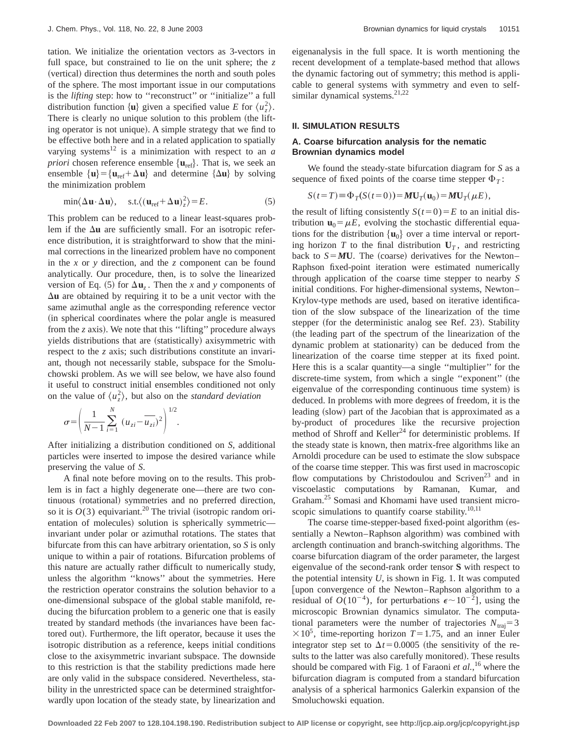tation. We initialize the orientation vectors as 3-vectors in full space, but constrained to lie on the unit sphere; the $z$ (vertical) direction thus determines the north and south poles of the sphere. The most important issue in our computations is the *lifting* step: how to "reconstruct" or "initialize" a full distribution function $\{\mathbf{u}\}$ given a specified value $E$ for $\langle u_z^2 \rangle$. There is clearly no unique solution to this problem (the lifting operator is not unique). A simple strategy that we find to be effective both here and in a related application to spatially varying systems[12] is a minimization with respect to an *a priori* chosen reference ensemble $\{\mathbf{u}_{\text{ref}}\}$. That is, we seek an ensemble $\{\mathbf{u}\} = \{\mathbf{u}_{\text{ref}} + \Delta\mathbf{u}\}$ and determine $\{\Delta\mathbf{u}\}$ by solving the minimization problem

$$\min\langle \Delta\mathbf{u}\cdot\Delta\mathbf{u}\rangle, \quad \text{s.t.}\langle(\mathbf{u}_{\text{ref}}+\Delta\mathbf{u})_z^2\rangle = E. \tag{5}$$

This problem can be reduced to a linear least-squares problem if the $\Delta\mathbf{u}$ are sufficiently small. For an isotropic reference distribution, it is straightforward to show that the minimal corrections in the linearized problem have no component in the $x$ or $y$ direction, and the $z$ component can be found analytically. Our procedure, then, is to solve the linearized version of Eq. (5) for $\Delta\mathbf{u}_z$. Then the $x$ and $y$ components of $\Delta\mathbf{u}$ are obtained by requiring it to be a unit vector with the same azimuthal angle as the corresponding reference vector (in spherical coordinates where the polar angle is measured from the $z$ axis). We note that this "lifting" procedure always yields distributions that are (statistically) axisymmetric with respect to the $z$ axis; such distributions constitute an invariant, though not necessarily stable, subspace for the Smoluchowski problem. As we will see below, we have also found it useful to construct initial ensembles conditioned not only on the value of $\langle u_z^2 \rangle$, but also on the *standard deviation*

$$\sigma = \left( \frac{1}{N-1} \sum_{i=1}^{N} (u_{zi} - \overline{u_{zi}})^2 \right)^{1/2}.$$

After initializing a distribution conditioned on $S$, additional particles were inserted to impose the desired variance while preserving the value of $S$.

A final note before moving on to the results. This problem is in fact a highly degenerate one—there are two continuous (rotational) symmetries and no preferred direction, so it is $O(3)$ equivariant.[20] The trivial (isotropic random orientation of molecules) solution is spherically symmetric—invariant under polar or azimuthal rotations. The states that bifurcate from this can have arbitrary orientation, so $S$ is only unique to within a pair of rotations. Bifurcation problems of this nature are actually rather difficult to numerically study, unless the algorithm "knows" about the symmetries. Here the restriction operator constrains the solution behavior to a one-dimensional subspace of the global stable manifold, reducing the bifurcation problem to a generic one that is easily treated by standard methods (the invariances have been factored out). Furthermore, the lift operator, because it uses the isotropic distribution as a reference, keeps initial conditions close to the axisymmetric invariant subspace. The downside to this restriction is that the stability predictions made here are only valid in the subspace considered. Nevertheless, stability in the unrestricted space can be determined straightforwardly upon location of the steady state, by linearization and eigenanalysis in the full space. It is worth mentioning the recent development of a template-based method that allows the dynamic factoring out of symmetry; this method is applicable to general systems with symmetry and even to self-similar dynamical systems.[21,22]

## II. SIMULATION RESULTS

### A. Coarse bifurcation analysis for the nematic Brownian dynamics model

We found the steady-state bifurcation diagram for $S$ as a sequence of fixed points of the coarse time stepper $\Phi_T$:

$$S(t=T) \equiv \Phi_T(S(t=0)) = \boldsymbol{M}\mathbf{U}_T(\mathbf{u}_0) = \boldsymbol{M}\mathbf{U}_T(\mu E),$$

the result of lifting consistently $S(t=0)=E$ to an initial distribution $\mathbf{u}_0 = \mu E$, evolving the stochastic differential equations for the distribution $\{\mathbf{u}_0\}$ over a time interval or reporting horizon $T$ to the final distribution $\mathbf{U}_T$, and restricting back to $S = \boldsymbol{M}\mathbf{U}$. The (coarse) derivatives for the Newton–Raphson fixed-point iteration were estimated numerically through application of the coarse time stepper to nearby $S$ initial conditions. For higher-dimensional systems, Newton–Krylov-type methods are used, based on iterative identification of the slow subspace of the linearization of the time stepper (for the deterministic analog see Ref. 23). Stability (the leading part of the spectrum of the linearization of the dynamic problem at stationarity) can be deduced from the linearization of the coarse time stepper at its fixed point. Here this is a scalar quantity—a single "multiplier" for the discrete-time system, from which a single "exponent" (the eigenvalue of the corresponding continuous time system) is deduced. In problems with more degrees of freedom, it is the leading (slow) part of the Jacobian that is approximated as a by-product of procedures like the recursive projection method of Shroff and Keller[24] for deterministic problems. If the steady state is known, then matrix-free algorithms like an Arnoldi procedure can be used to estimate the slow subspace of the coarse time stepper. This was first used in macroscopic flow computations by Christodoulou and Scriven[23] and in viscoelastic computations by Ramanan, Kumar, and Graham.[25] Somasi and Khomami have used transient microscopic simulations to quantify coarse stability.[10,11]

The coarse time-stepper-based fixed-point algorithm (essentially a Newton–Raphson algorithm) was combined with arclength continuation and branch-switching algorithms. The coarse bifurcation diagram of the order parameter, the largest eigenvalue of the second-rank order tensor $\mathbf{S}$ with respect to the potential intensity $U$, is shown in Fig. 1. It was computed [upon convergence of the Newton–Raphson algorithm to a residual of $O(10^{-4})$, for perturbations $\epsilon \sim 10^{-2}$], using the microscopic Brownian dynamics simulator. The computational parameters were the number of trajectories $N_{\text{traj}} = 3 \times 10^5$, time-reporting horizon $T = 1.75$, and an inner Euler integrator step set to $\Delta t = 0.0005$ (the sensitivity of the results to the latter was also carefully monitored). These results should be compared with Fig. 1 of Faraoni *et al.*,[16] where the bifurcation diagram is computed from a standard bifurcation analysis of a spherical harmonics Galerkin expansion of the Smoluchowski equation.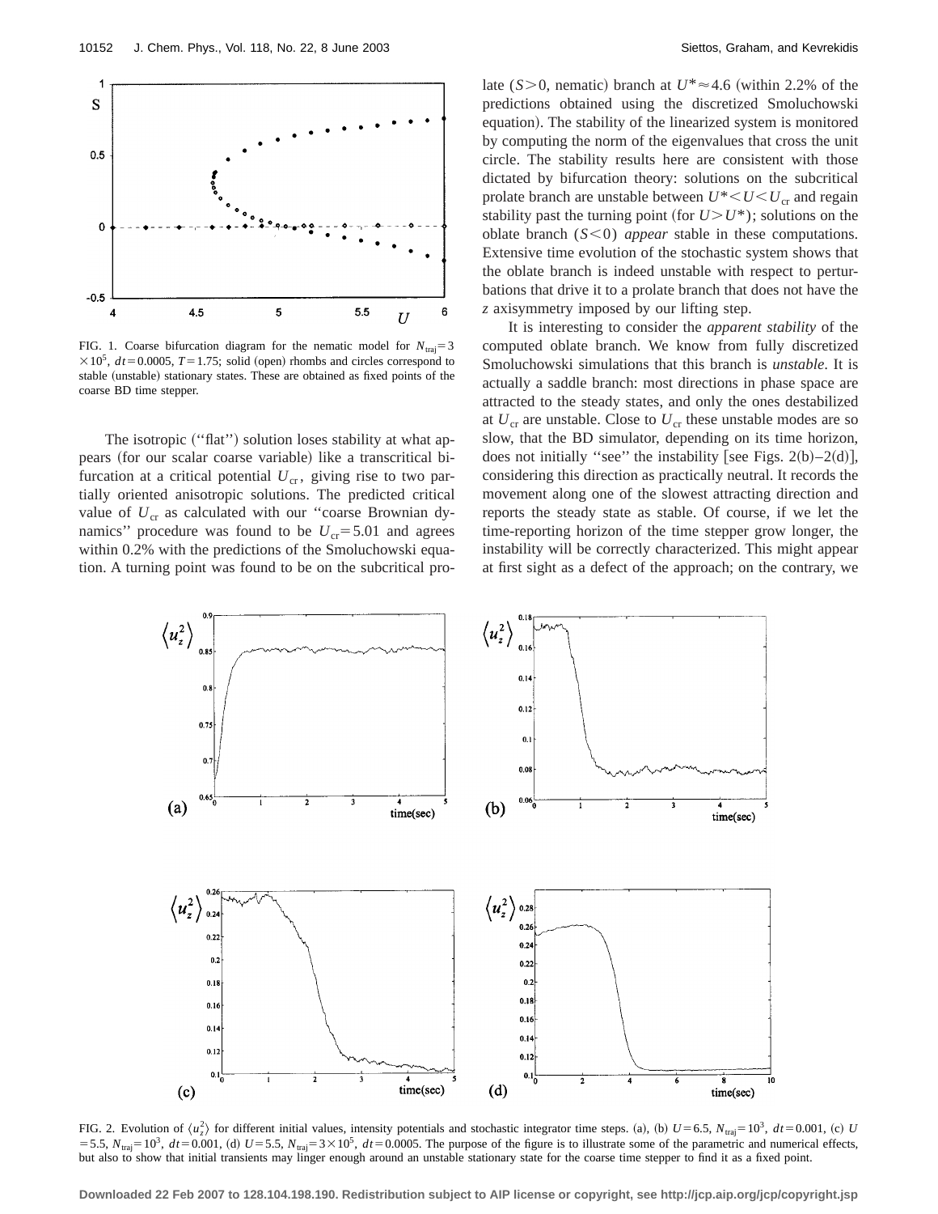FIG. 1. Coarse bifurcation diagram for the nematic model for $N_{\text{traj}}=3\times10^5$, $dt=0.0005$, $T=1.75$; solid (open) rhombs and circles correspond to stable (unstable) stationary states. These are obtained as fixed points of the coarse BD time stepper.

The isotropic ("flat") solution loses stability at what appears (for our scalar coarse variable) like a transcritical bifurcation at a critical potential $U_{\text{cr}}$, giving rise to two partially oriented anisotropic solutions. The predicted critical value of $U_{\text{cr}}$ as calculated with our "coarse Brownian dynamics" procedure was found to be $U_{\text{cr}}=5.01$ and agrees within 0.2% with the predictions of the Smoluchowski equation. A turning point was found to be on the subcritical prolate ($S>0$, nematic) branch at $U^*\approx4.6$ (within 2.2% of the predictions obtained using the discretized Smoluchowski equation). The stability of the linearized system is monitored by computing the norm of the eigenvalues that cross the unit circle. The stability results here are consistent with those dictated by bifurcation theory: solutions on the subcritical prolate branch are unstable between $U^*<U<U_{\text{cr}}$ and regain stability past the turning point (for $U>U^*$); solutions on the oblate branch ($S<0$) *appear* stable in these computations. Extensive time evolution of the stochastic system shows that the oblate branch is indeed unstable with respect to perturbations that drive it to a prolate branch that does not have the $z$ axisymmetry imposed by our lifting step.

It is interesting to consider the *apparent stability* of the computed oblate branch. We know from fully discretized Smoluchowski simulations that this branch is *unstable*. It is actually a saddle branch: most directions in phase space are attracted to the steady states, and only the ones destabilized at $U_{\text{cr}}$ are unstable. Close to $U_{\text{cr}}$ these unstable modes are so slow, that the BD simulator, depending on its time horizon, does not initially "see" the instability [see Figs. 2(b)–2(d)], considering this direction as practically neutral. It records the movement along one of the slowest attracting direction and reports the steady state as stable. Of course, if we let the time-reporting horizon of the time stepper grow longer, the instability will be correctly characterized. This might appear at first sight as a defect of the approach; on the contrary, we

FIG. 2. Evolution of $\langle u_z^2\rangle$ for different initial values, intensity potentials and stochastic integrator time steps. (a), (b) $U=6.5$, $N_{\text{traj}}=10^3$, $dt=0.001$, (c) $U=5.5$, $N_{\text{traj}}=10^3$, $dt=0.001$, (d) $U=5.5$, $N_{\text{traj}}=3\times10^5$, $dt=0.0005$. The purpose of the figure is to illustrate some of the parametric and numerical effects, but also to show that initial transients may linger enough around an unstable stationary state for the coarse time stepper to find it as a fixed point.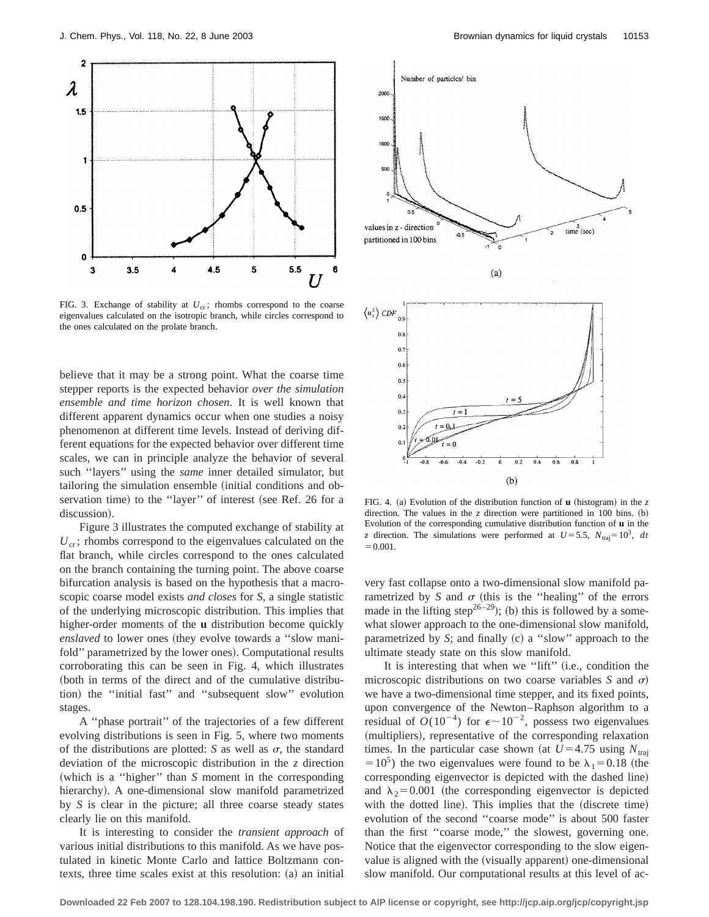FIG. 3. Exchange of stability at $U_{cr}$; rhombs correspond to the coarse eigenvalues calculated on the isotropic branch, while circles correspond to the ones calculated on the prolate branch.

FIG. 4. (a) Evolution of the distribution function of **u** (histogram) in the $z$ direction. The values in the $z$ direction were partitioned in 100 bins. (b) Evolution of the corresponding cumulative distribution function of **u** in the $z$ direction. The simulations were performed at $U=5.5$, $N_{\text{traj}}=10^3$, $dt=0.001$.

believe that it may be a strong point. What the coarse time stepper reports is the expected behavior *over the simulation ensemble and time horizon chosen*. It is well known that different apparent dynamics occur when one studies a noisy phenomenon at different time levels. Instead of deriving different equations for the expected behavior over different time scales, we can in principle analyze the behavior of several such "layers" using the *same* inner detailed simulator, but tailoring the simulation ensemble (initial conditions and observation time) to the "layer" of interest (see Ref. 26 for a discussion).

Figure 3 illustrates the computed exchange of stability at $U_{cr}$; rhombs correspond to the eigenvalues calculated on the flat branch, while circles correspond to the ones calculated on the branch containing the turning point. The above coarse bifurcation analysis is based on the hypothesis that a macroscopic coarse model exists *and closes* for $S$, a single statistic of the underlying microscopic distribution. This implies that higher-order moments of the **u** distribution become quickly *enslaved* to lower ones (they evolve towards a "slow manifold" parametrized by the lower ones). Computational results corroborating this can be seen in Fig. 4, which illustrates (both in terms of the direct and of the cumulative distribution) the "initial fast" and "subsequent slow" evolution stages.

A "phase portrait" of the trajectories of a few different evolving distributions is seen in Fig. 5, where two moments of the distributions are plotted: $S$ as well as $\sigma$, the standard deviation of the microscopic distribution in the $z$ direction (which is a "higher" than $S$ moment in the corresponding hierarchy). A one-dimensional slow manifold parametrized by $S$ is clear in the picture; all three coarse steady states clearly lie on this manifold.

It is interesting to consider the *transient approach* of various initial distributions to this manifold. As we have postulated in kinetic Monte Carlo and lattice Boltzmann contexts, three time scales exist at this resolution: (a) an initial very fast collapse onto a two-dimensional slow manifold parametrized by $S$ and $\sigma$ (this is the "healing" of the errors made in the lifting step[26–29]); (b) this is followed by a somewhat slower approach to the one-dimensional slow manifold, parametrized by $S$; and finally (c) a "slow" approach to the ultimate steady state on this slow manifold.

It is interesting that when we "lift" (i.e., condition the microscopic distributions on two coarse variables $S$ and $\sigma$) we have a two-dimensional time stepper, and its fixed points, upon convergence of the Newton–Raphson algorithm to a residual of $O(10^{-4})$ for $\epsilon \sim 10^{-2}$, possess two eigenvalues (multipliers), representative of the corresponding relaxation times. In the particular case shown (at $U=4.75$ using $N_{\text{traj}}=10^5$) the two eigenvalues were found to be $\lambda_1=0.18$ (the corresponding eigenvector is depicted with the dashed line) and $\lambda_2=0.001$ (the corresponding eigenvector is depicted with the dotted line). This implies that the (discrete time) evolution of the second "coarse mode" is about 500 faster than the first "coarse mode," the slowest, governing one. Notice that the eigenvector corresponding to the slow eigenvalue is aligned with the (visually apparent) one-dimensional slow manifold. Our computational results at this level of ac-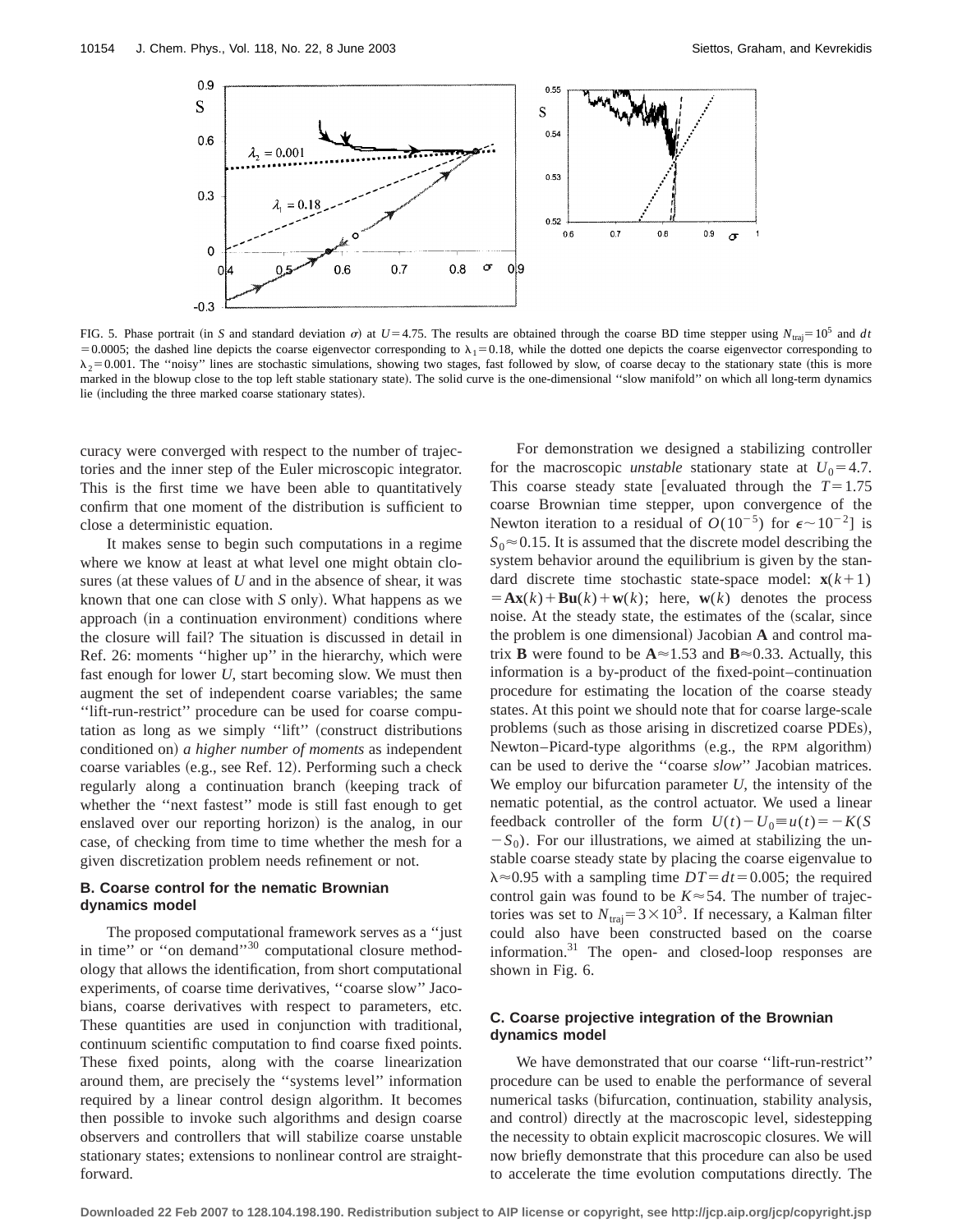FIG. 5. Phase portrait (in $S$ and standard deviation $\sigma$) at $U=4.75$. The results are obtained through the coarse BD time stepper using $N_{traj}=10^5$ and $dt=0.0005$; the dashed line depicts the coarse eigenvector corresponding to $\lambda_1=0.18$, while the dotted one depicts the coarse eigenvector corresponding to $\lambda_2=0.001$. The "noisy" lines are stochastic simulations, showing two stages, fast followed by slow, of coarse decay to the stationary state (this is more marked in the blowup close to the top left stable stationary state). The solid curve is the one-dimensional "slow manifold" on which all long-term dynamics lie (including the three marked coarse stationary states).

curacy were converged with respect to the number of trajectories and the inner step of the Euler microscopic integrator. This is the first time we have been able to quantitatively confirm that one moment of the distribution is sufficient to close a deterministic equation.

It makes sense to begin such computations in a regime where we know at least at what level one might obtain closures (at these values of $U$ and in the absence of shear, it was known that one can close with $S$ only). What happens as we approach (in a continuation environment) conditions where the closure will fail? The situation is discussed in detail in Ref. 26: moments "higher up" in the hierarchy, which were fast enough for lower $U$, start becoming slow. We must then augment the set of independent coarse variables; the same "lift-run-restrict" procedure can be used for coarse computation as long as we simply "lift" (construct distributions conditioned on) *a higher number of moments* as independent coarse variables (e.g., see Ref. 12). Performing such a check regularly along a continuation branch (keeping track of whether the "next fastest" mode is still fast enough to get enslaved over our reporting horizon) is the analog, in our case, of checking from time to time whether the mesh for a given discretization problem needs refinement or not.

### B. Coarse control for the nematic Brownian dynamics model

The proposed computational framework serves as a "just in time" or "on demand"[30] computational closure methodology that allows the identification, from short computational experiments, of coarse time derivatives, "coarse slow" Jacobians, coarse derivatives with respect to parameters, etc. These quantities are used in conjunction with traditional, continuum scientific computation to find coarse fixed points. These fixed points, along with the coarse linearization around them, are precisely the "systems level" information required by a linear control design algorithm. It becomes then possible to invoke such algorithms and design coarse observers and controllers that will stabilize coarse unstable stationary states; extensions to nonlinear control are straightforward.

For demonstration we designed a stabilizing controller for the macroscopic *unstable* stationary state at $U_0=4.7$. This coarse steady state [evaluated through the $T=1.75$ coarse Brownian time stepper, upon convergence of the Newton iteration to a residual of $O(10^{-5})$ for $\epsilon\sim 10^{-2}$] is $S_0\approx 0.15$. It is assumed that the discrete model describing the system behavior around the equilibrium is given by the standard discrete time stochastic state-space model: $\mathbf{x}(k+1)=\mathbf{A}\mathbf{x}(k)+\mathbf{B}\mathbf{u}(k)+\mathbf{w}(k)$; here, $\mathbf{w}(k)$ denotes the process noise. At the steady state, the estimates of the (scalar, since the problem is one dimensional) Jacobian $\mathbf{A}$ and control matrix $\mathbf{B}$ were found to be $\mathbf{A}\approx 1.53$ and $\mathbf{B}\approx 0.33$. Actually, this information is a by-product of the fixed-point–continuation procedure for estimating the location of the coarse steady states. At this point we should note that for coarse large-scale problems (such as those arising in discretized coarse PDEs), Newton–Picard-type algorithms (e.g., the RPM algorithm) can be used to derive the "coarse *slow*" Jacobian matrices. We employ our bifurcation parameter $U$, the intensity of the nematic potential, as the control actuator. We used a linear feedback controller of the form $U(t)-U_0\equiv u(t)=-K(S-S_0)$. For our illustrations, we aimed at stabilizing the unstable coarse steady state by placing the coarse eigenvalue to $\lambda\approx 0.95$ with a sampling time $DT=dt=0.005$; the required control gain was found to be $K\approx 54$. The number of trajectories was set to $N_{traj}=3\times 10^3$. If necessary, a Kalman filter could also have been constructed based on the coarse information.[31] The open- and closed-loop responses are shown in Fig. 6.

### C. Coarse projective integration of the Brownian dynamics model

We have demonstrated that our coarse "lift-run-restrict" procedure can be used to enable the performance of several numerical tasks (bifurcation, continuation, stability analysis, and control) directly at the macroscopic level, sidestepping the necessity to obtain explicit macroscopic closures. We will now briefly demonstrate that this procedure can also be used to accelerate the time evolution computations directly. The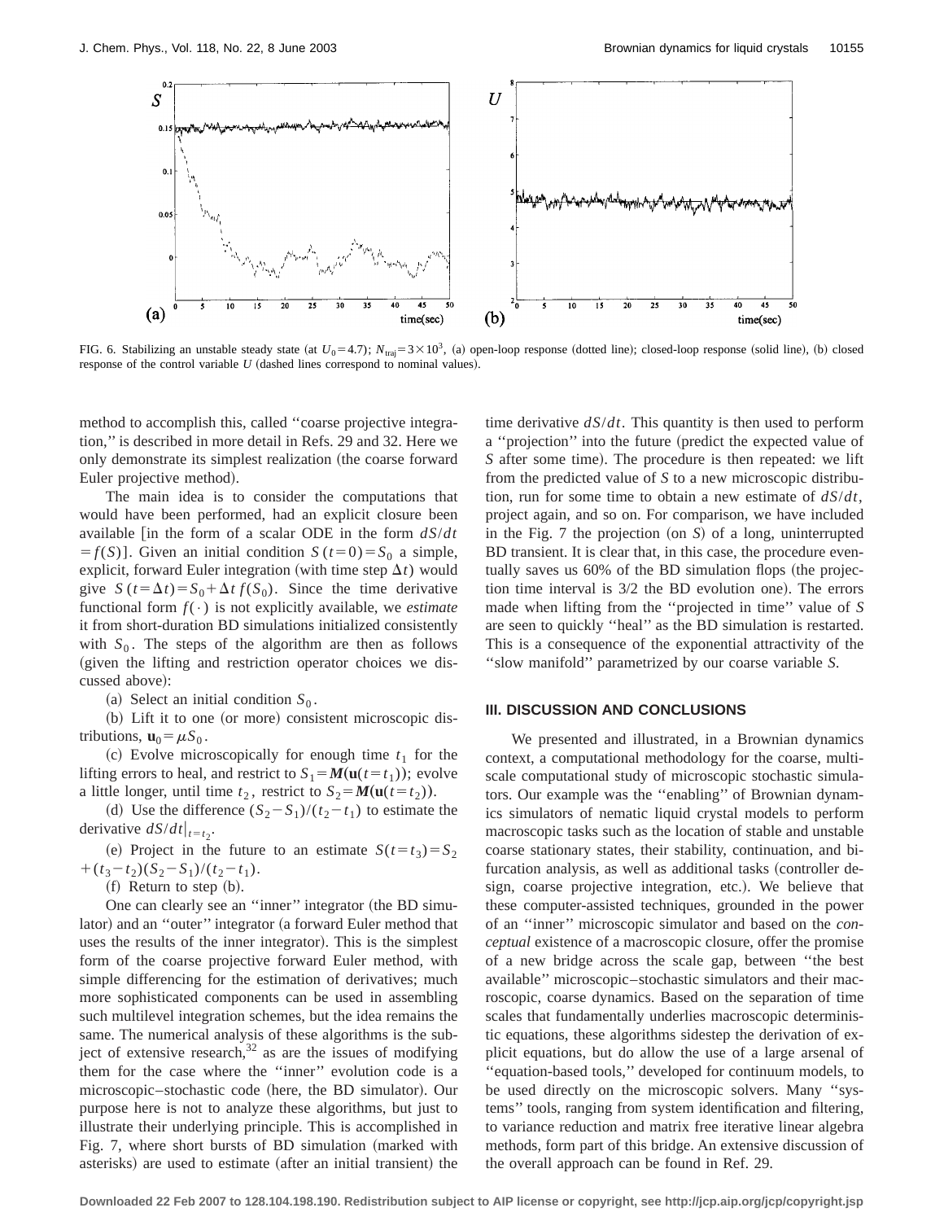FIG. 6. Stabilizing an unstable steady state (at $U_0=4.7$); $N_{\mathrm{traj}}=3\times10^3$, (a) open-loop response (dotted line); closed-loop response (solid line), (b) closed response of the control variable $U$ (dashed lines correspond to nominal values).

method to accomplish this, called "coarse projective integration," is described in more detail in Refs. 29 and 32. Here we only demonstrate its simplest realization (the coarse forward Euler projective method).

The main idea is to consider the computations that would have been performed, had an explicit closure been available [in the form of a scalar ODE in the form $dS/dt = f(S)$]. Given an initial condition $S(t=0)=S_0$ a simple, explicit, forward Euler integration (with time step $\Delta t$) would give $S(t=\Delta t)=S_0+\Delta t\, f(S_0)$. Since the time derivative functional form $f(\cdot)$ is not explicitly available, we *estimate* it from short-duration BD simulations initialized consistently with $S_0$. The steps of the algorithm are then as follows (given the lifting and restriction operator choices we discussed above):

(a) Select an initial condition $S_0$.

(b) Lift it to one (or more) consistent microscopic distributions, $\mathbf{u}_0=\mu S_0$.

(c) Evolve microscopically for enough time $t_1$ for the lifting errors to heal, and restrict to $S_1=\boldsymbol{M}(\mathbf{u}(t=t_1))$; evolve a little longer, until time $t_2$, restrict to $S_2=\boldsymbol{M}(\mathbf{u}(t=t_2))$.

(d) Use the difference $(S_2-S_1)/(t_2-t_1)$ to estimate the derivative $dS/dt|_{t=t_2}$.

(e) Project in the future to an estimate $S(t=t_3)=S_2+(t_3-t_2)(S_2-S_1)/(t_2-t_1)$.

(f) Return to step (b).

One can clearly see an "inner" integrator (the BD simulator) and an "outer" integrator (a forward Euler method that uses the results of the inner integrator). This is the simplest form of the coarse projective forward Euler method, with simple differencing for the estimation of derivatives; much more sophisticated components can be used in assembling such multilevel integration schemes, but the idea remains the same. The numerical analysis of these algorithms is the subject of extensive research,[32] as are the issues of modifying them for the case where the "inner" evolution code is a microscopic–stochastic code (here, the BD simulator). Our purpose here is not to analyze these algorithms, but just to illustrate their underlying principle. This is accomplished in Fig. 7, where short bursts of BD simulation (marked with asterisks) are used to estimate (after an initial transient) the time derivative $dS/dt$. This quantity is then used to perform a "projection" into the future (predict the expected value of $S$ after some time). The procedure is then repeated: we lift from the predicted value of $S$ to a new microscopic distribution, run for some time to obtain a new estimate of $dS/dt$, project again, and so on. For comparison, we have included in the Fig. 7 the projection (on $S$) of a long, uninterrupted BD transient. It is clear that, in this case, the procedure eventually saves us 60% of the BD simulation flops (the projection time interval is 3/2 the BD evolution one). The errors made when lifting from the "projected in time" value of $S$ are seen to quickly "heal" as the BD simulation is restarted. This is a consequence of the exponential attractivity of the "slow manifold" parametrized by our coarse variable $S$.

### III. DISCUSSION AND CONCLUSIONS

We presented and illustrated, in a Brownian dynamics context, a computational methodology for the coarse, multiscale computational study of microscopic stochastic simulators. Our example was the "enabling" of Brownian dynamics simulators of nematic liquid crystal models to perform macroscopic tasks such as the location of stable and unstable coarse stationary states, their stability, continuation, and bifurcation analysis, as well as additional tasks (controller design, coarse projective integration, etc.). We believe that these computer-assisted techniques, grounded in the power of an "inner" microscopic simulator and based on the *conceptual* existence of a macroscopic closure, offer the promise of a new bridge across the scale gap, between "the best available" microscopic–stochastic simulators and their macroscopic, coarse dynamics. Based on the separation of time scales that fundamentally underlies macroscopic deterministic equations, these algorithms sidestep the derivation of explicit equations, but do allow the use of a large arsenal of "equation-based tools," developed for continuum models, to be used directly on the microscopic solvers. Many "systems" tools, ranging from system identification and filtering, to variance reduction and matrix free iterative linear algebra methods, form part of this bridge. An extensive discussion of the overall approach can be found in Ref. 29.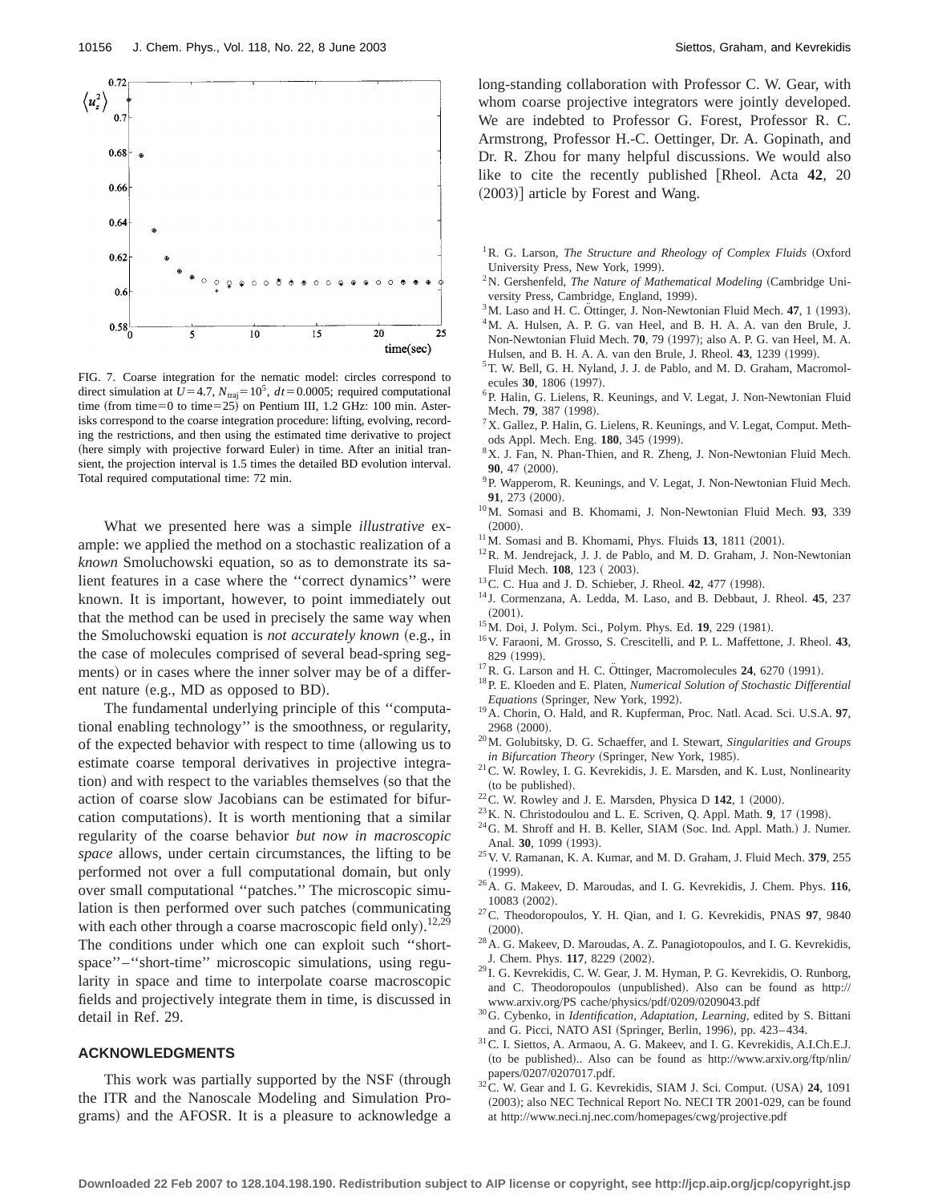$\langle u_z^2 \rangle$

0.72
0.7
0.68
0.66
0.64
0.62
0.6
0.58

0 5 10 15 20 25

time(sec)

FIG. 7. Coarse integration for the nematic model: circles correspond to direct simulation at $U=4.7$, $N_{\text{traj}}=10^5$, $dt=0.0005$; required computational time (from time=0 to time=25) on Pentium III, 1.2 GHz: 100 min. Asterisks correspond to the coarse integration procedure: lifting, evolving, recording the restrictions, and then using the estimated time derivative to project (here simply with projective forward Euler) in time. After an initial transient, the projection interval is 1.5 times the detailed BD evolution interval. Total required computational time: 72 min.

What we presented here was a simple *illustrative* example: we applied the method on a stochastic realization of a *known* Smoluchowski equation, so as to demonstrate its salient features in a case where the ''correct dynamics'' were known. It is important, however, to point immediately out that the method can be used in precisely the same way when the Smoluchowski equation is *not accurately known* (e.g., in the case of molecules comprised of several bead-spring segments) or in cases where the inner solver may be of a different nature (e.g., MD as opposed to BD).

The fundamental underlying principle of this ''computational enabling technology'' is the smoothness, or regularity, of the expected behavior with respect to time (allowing us to estimate coarse temporal derivatives in projective integration) and with respect to the variables themselves (so that the action of coarse slow Jacobians can be estimated for bifurcation computations). It is worth mentioning that a similar regularity of the coarse behavior *but now in macroscopic space* allows, under certain circumstances, the lifting to be performed not over a full computational domain, but only over small computational ''patches.'' The microscopic simulation is then performed over such patches (communicating with each other through a coarse macroscopic field only).[12,29] The conditions under which one can exploit such ''short-space''–''short-time'' microscopic simulations, using regularity in space and time to interpolate coarse macroscopic fields and projectively integrate them in time, is discussed in detail in Ref. 29.

## ACKNOWLEDGMENTS

This work was partially supported by the NSF (through the ITR and the Nanoscale Modeling and Simulation Programs) and the AFOSR. It is a pleasure to acknowledge a long-standing collaboration with Professor C. W. Gear, with whom coarse projective integrators were jointly developed. We are indebted to Professor G. Forest, Professor R. C. Armstrong, Professor H.-C. Oettinger, Dr. A. Gopinath, and Dr. R. Zhou for many helpful discussions. We would also like to cite the recently published [Rheol. Acta **42**, 20 (2003)] article by Forest and Wang.

[1] R. G. Larson, *The Structure and Rheology of Complex Fluids* (Oxford University Press, New York, 1999).
[2] N. Gershenfeld, *The Nature of Mathematical Modeling* (Cambridge University Press, Cambridge, England, 1999).
[3] M. Laso and H. C. Öttinger, J. Non-Newtonian Fluid Mech. **47**, 1 (1993).
[4] M. A. Hulsen, A. P. G. van Heel, and B. H. A. A. van den Brule, J. Non-Newtonian Fluid Mech. **70**, 79 (1997); also A. P. G. van Heel, M. A. Hulsen, and B. H. A. A. van den Brule, J. Rheol. **43**, 1239 (1999).
[5] T. W. Bell, G. H. Nyland, J. J. de Pablo, and M. D. Graham, Macromolecules **30**, 1806 (1997).
[6] P. Halin, G. Lielens, R. Keunings, and V. Legat, J. Non-Newtonian Fluid Mech. **79**, 387 (1998).
[7] X. Gallez, P. Halin, G. Lielens, R. Keunings, and V. Legat, Comput. Methods Appl. Mech. Eng. **180**, 345 (1999).
[8] X. J. Fan, N. Phan-Thien, and R. Zheng, J. Non-Newtonian Fluid Mech. **90**, 47 (2000).
[9] P. Wapperom, R. Keunings, and V. Legat, J. Non-Newtonian Fluid Mech. **91**, 273 (2000).
[10] M. Somasi and B. Khomami, J. Non-Newtonian Fluid Mech. **93**, 339 (2000).
[11] M. Somasi and B. Khomami, Phys. Fluids **13**, 1811 (2001).
[12] R. M. Jendrejack, J. J. de Pablo, and M. D. Graham, J. Non-Newtonian Fluid Mech. **108**, 123 ( 2003).
[13] C. C. Hua and J. D. Schieber, J. Rheol. **42**, 477 (1998).
[14] J. Cormenzana, A. Ledda, M. Laso, and B. Debbaut, J. Rheol. **45**, 237 (2001).
[15] M. Doi, J. Polym. Sci., Polym. Phys. Ed. **19**, 229 (1981).
[16] V. Faraoni, M. Grosso, S. Crescitelli, and P. L. Maffettone, J. Rheol. **43**, 829 (1999).
[17] R. G. Larson and H. C. Öttinger, Macromolecules **24**, 6270 (1991).
[18] P. E. Kloeden and E. Platen, *Numerical Solution of Stochastic Differential Equations* (Springer, New York, 1992).
[19] A. Chorin, O. Hald, and R. Kupferman, Proc. Natl. Acad. Sci. U.S.A. **97**, 2968 (2000).
[20] M. Golubitsky, D. G. Schaeffer, and I. Stewart, *Singularities and Groups in Bifurcation Theory* (Springer, New York, 1985).
[21] C. W. Rowley, I. G. Kevrekidis, J. E. Marsden, and K. Lust, Nonlinearity (to be published).
[22] C. W. Rowley and J. E. Marsden, Physica D **142**, 1 (2000).
[23] K. N. Christodoulou and L. E. Scriven, Q. Appl. Math. **9**, 17 (1998).
[24] G. M. Shroff and H. B. Keller, SIAM (Soc. Ind. Appl. Math.) J. Numer. Anal. **30**, 1099 (1993).
[25] V. V. Ramanan, K. A. Kumar, and M. D. Graham, J. Fluid Mech. **379**, 255 (1999).
[26] A. G. Makeev, D. Maroudas, and I. G. Kevrekidis, J. Chem. Phys. **116**, 10083 (2002).
[27] C. Theodoropoulos, Y. H. Qian, and I. G. Kevrekidis, PNAS **97**, 9840 (2000).
[28] A. G. Makeev, D. Maroudas, A. Z. Panagiotopoulos, and I. G. Kevrekidis, J. Chem. Phys. **117**, 8229 (2002).
[29] I. G. Kevrekidis, C. W. Gear, J. M. Hyman, P. G. Kevrekidis, O. Runborg, and C. Theodoropoulos (unpublished). Also can be found as http://www.arxiv.org/PS cache/physics/pdf/0209/0209043.pdf
[30] G. Cybenko, in *Identification, Adaptation, Learning*, edited by S. Bittani and G. Picci, NATO ASI (Springer, Berlin, 1996), pp. 423–434.
[31] C. I. Siettos, A. Armaou, A. G. Makeev, and I. G. Kevrekidis, A.I.Ch.E.J. (to be published).. Also can be found as http://www.arxiv.org/ftp/nlin/papers/0207/0207017.pdf.
[32] C. W. Gear and I. G. Kevrekidis, SIAM J. Sci. Comput. (USA) **24**, 1091 (2003); also NEC Technical Report No. NECI TR 2001-029, can be found at http://www.neci.nj.nec.com/homepages/cwg/projective.pdf